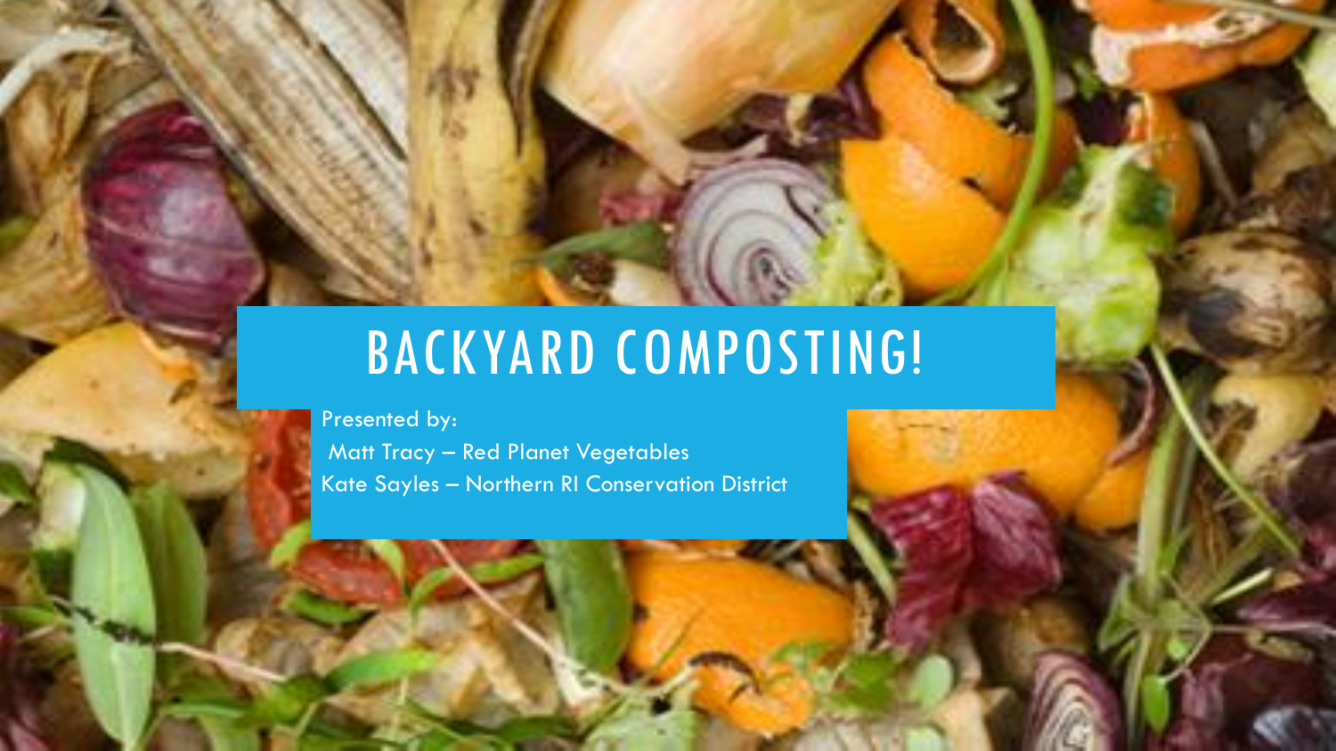# BACKYARD COMPOSTING!

Presented by:

Matt Tracy – Red Planet Vegetables

Kate Sayles – Northern RI Conservation District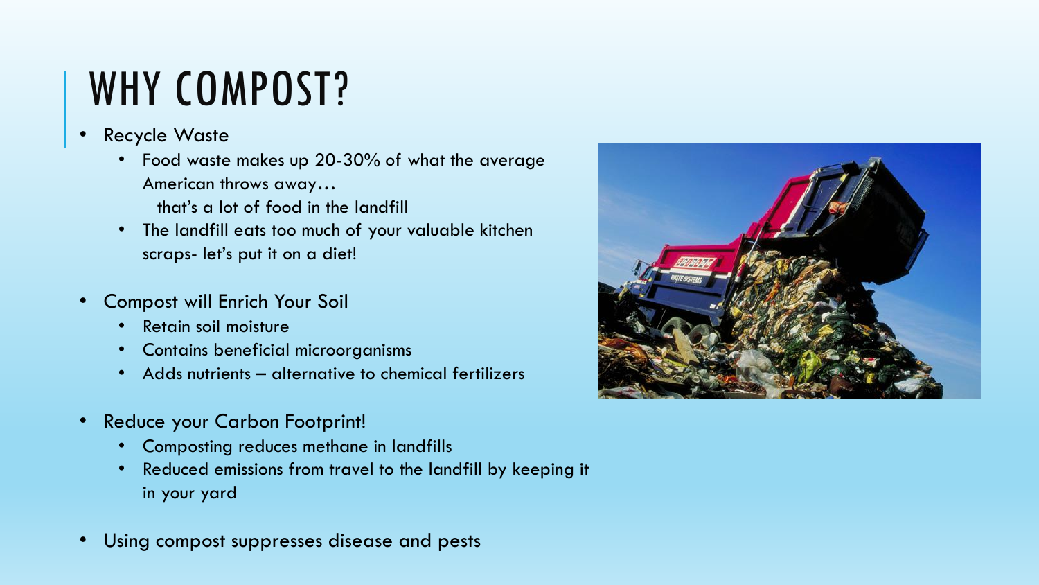# WHY COMPOST?

- Recycle Waste
  - Food waste makes up 20-30% of what the average American throws away… that's a lot of food in the landfill
  - The landfill eats too much of your valuable kitchen scraps- let's put it on a diet!
- Compost will Enrich Your Soil
  - Retain soil moisture
  - Contains beneficial microorganisms
  - Adds nutrients – alternative to chemical fertilizers
- Reduce your Carbon Footprint!
  - Composting reduces methane in landfills
  - Reduced emissions from travel to the landfill by keeping it in your yard
- Using compost suppresses disease and pests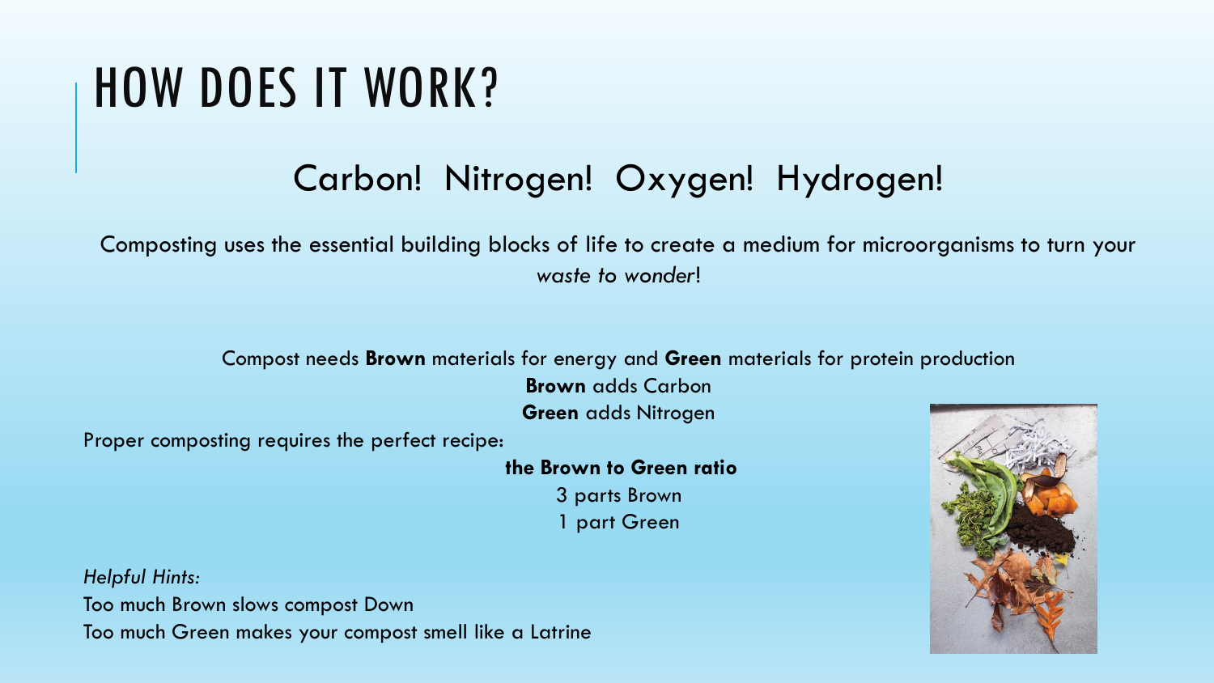# HOW DOES IT WORK?

## Carbon! Nitrogen! Oxygen! Hydrogen!

Composting uses the essential building blocks of life to create a medium for microorganisms to turn your *waste to wonder*!

Compost needs **Brown** materials for energy and **Green** materials for protein production

**Brown** adds Carbon

**Green** adds Nitrogen

Proper composting requires the perfect recipe:

**the Brown to Green ratio**

3 parts Brown

1 part Green

*Helpful Hints:*

Too much Brown slows compost Down

Too much Green makes your compost smell like a Latrine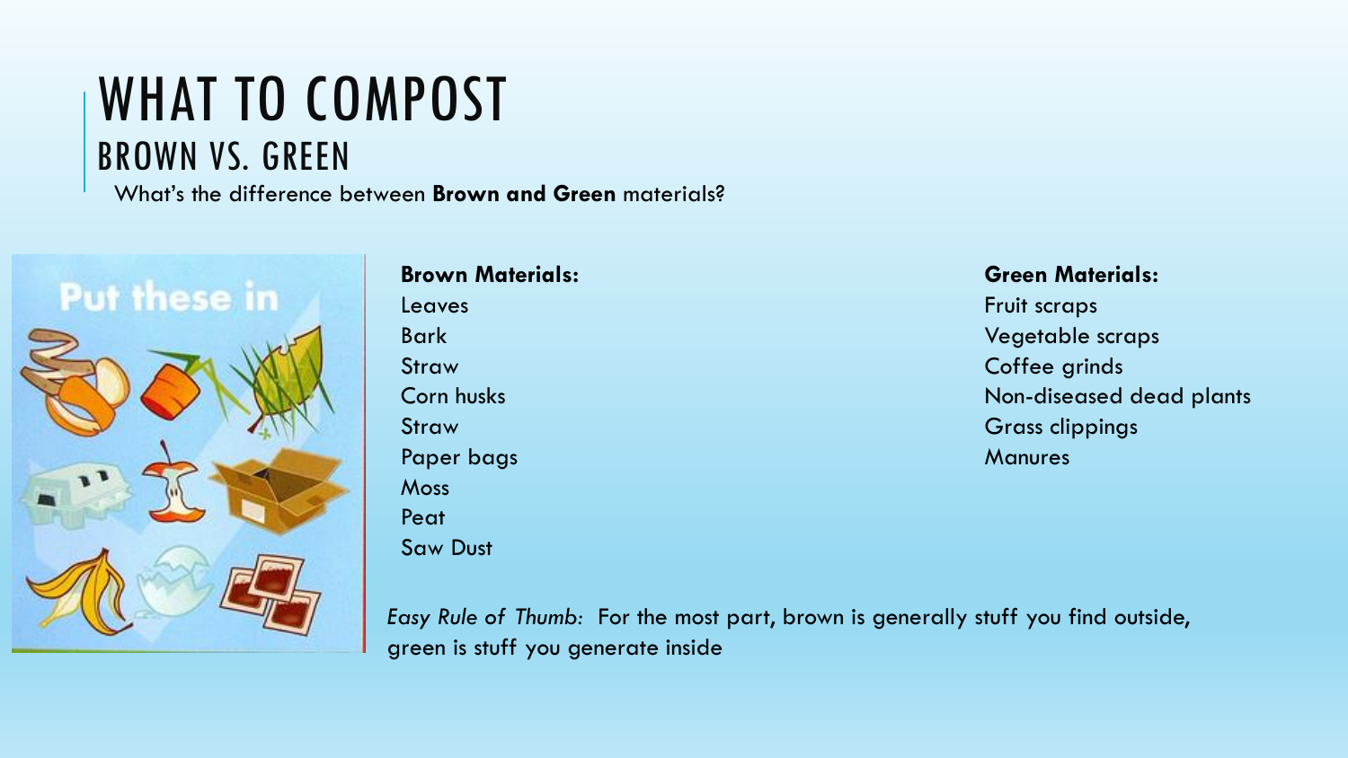# WHAT TO COMPOST

## BROWN VS. GREEN

What's the difference between **Brown and Green** materials?

**Brown Materials:**

Leaves
Bark
Straw
Corn husks
Straw
Paper bags
Moss
Peat
Saw Dust

**Green Materials:**

Fruit scraps
Vegetable scraps
Coffee grinds
Non-diseased dead plants
Grass clippings
Manures

*Easy Rule of Thumb:* For the most part, brown is generally stuff you find outside, green is stuff you generate inside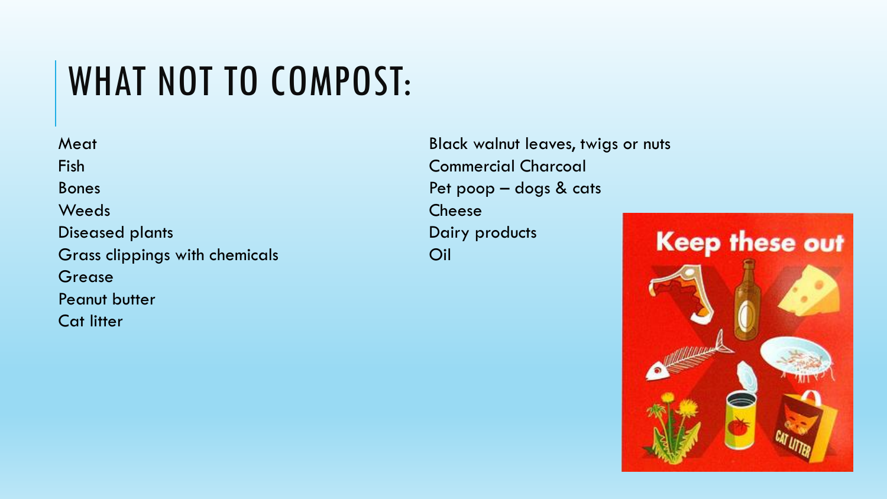# WHAT NOT TO COMPOST:

Meat
Fish
Bones
Weeds
Diseased plants
Grass clippings with chemicals
Grease
Peanut butter
Cat litter

Black walnut leaves, twigs or nuts
Commercial Charcoal
Pet poop – dogs & cats
Cheese
Dairy products
Oil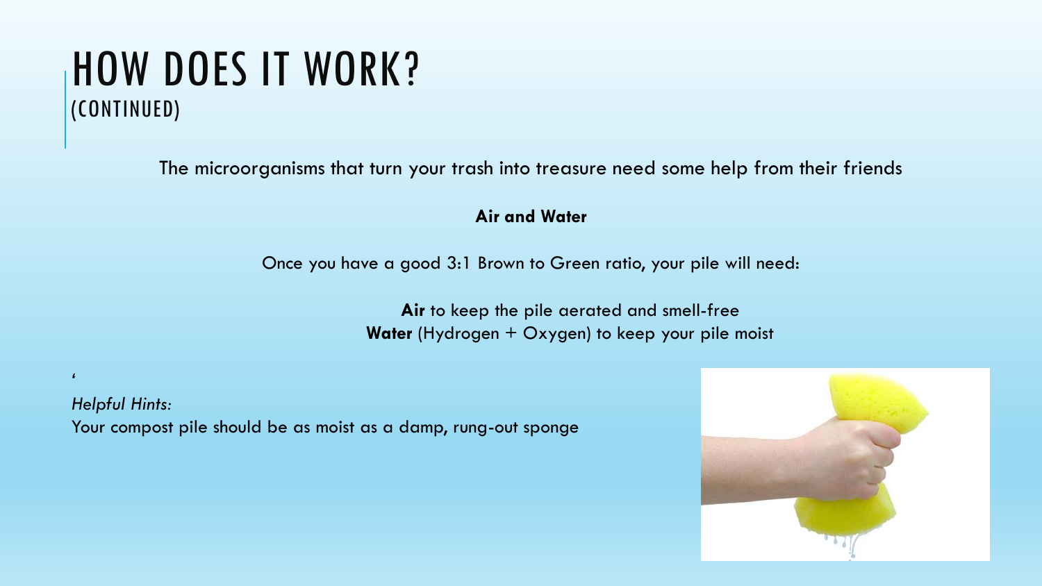# HOW DOES IT WORK?
(CONTINUED)

The microorganisms that turn your trash into treasure need some help from their friends

**Air and Water**

Once you have a good 3:1 Brown to Green ratio, your pile will need:

**Air** to keep the pile aerated and smell-free
**Water** (Hydrogen + Oxygen) to keep your pile moist

‘

*Helpful Hints:*
Your compost pile should be as moist as a damp, rung-out sponge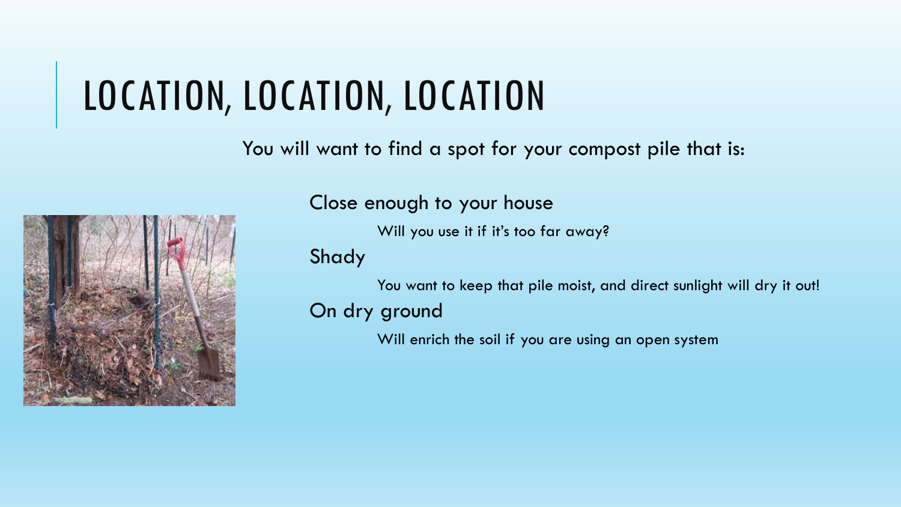# LOCATION, LOCATION, LOCATION

You will want to find a spot for your compost pile that is:

- Close enough to your house
  - Will you use it if it's too far away?
- Shady
  - You want to keep that pile moist, and direct sunlight will dry it out!
- On dry ground
  - Will enrich the soil if you are using an open system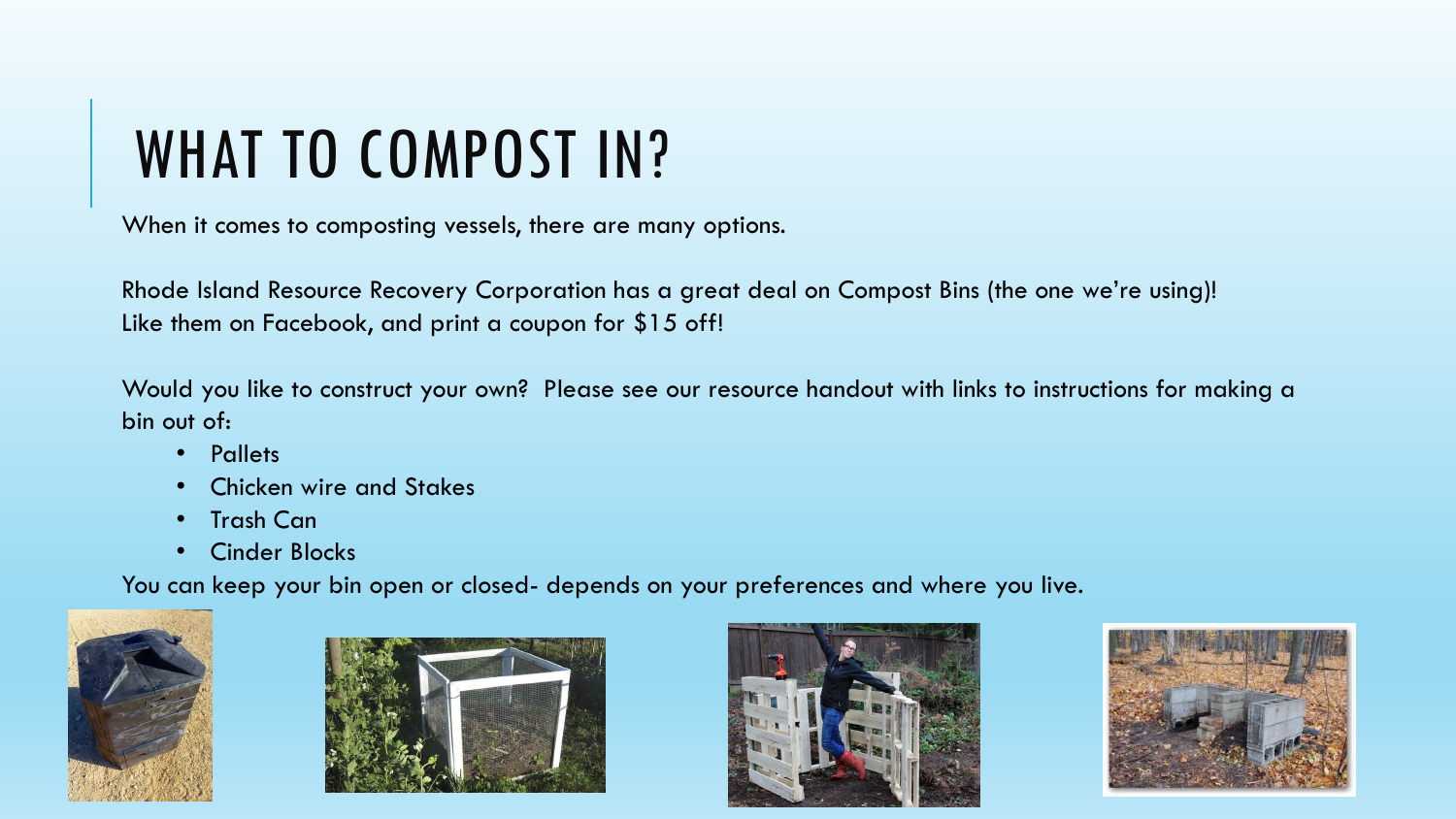# WHAT TO COMPOST IN?

When it comes to composting vessels, there are many options.

Rhode Island Resource Recovery Corporation has a great deal on Compost Bins (the one we're using)!
Like them on Facebook, and print a coupon for $15 off!

Would you like to construct your own? Please see our resource handout with links to instructions for making a bin out of:

- Pallets
- Chicken wire and Stakes
- Trash Can
- Cinder Blocks

You can keep your bin open or closed- depends on your preferences and where you live.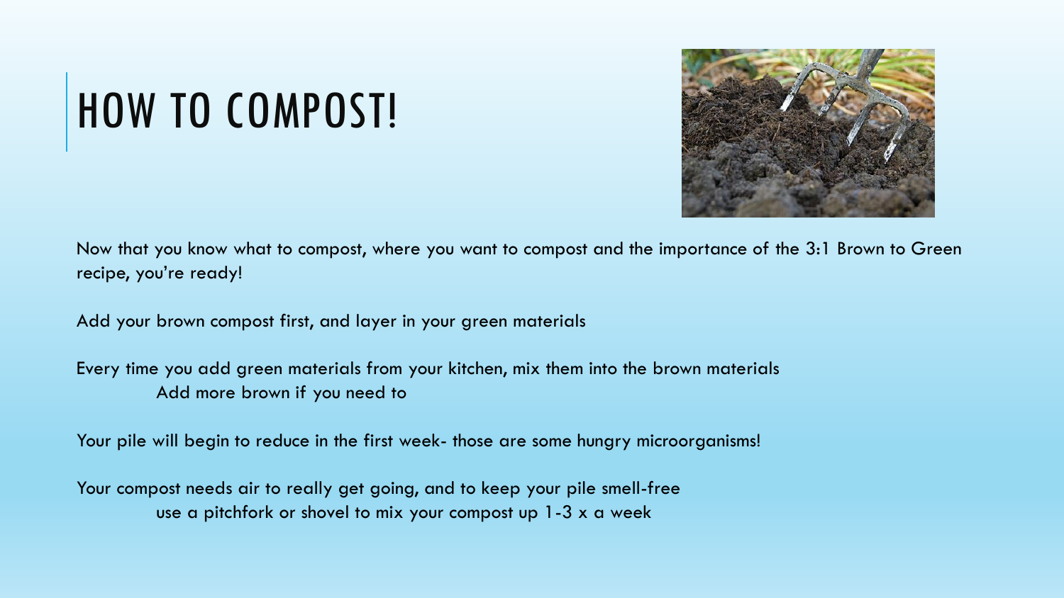# HOW TO COMPOST!

Now that you know what to compost, where you want to compost and the importance of the 3:1 Brown to Green recipe, you're ready!

Add your brown compost first, and layer in your green materials

Every time you add green materials from your kitchen, mix them into the brown materials

- Add more brown if you need to

Your pile will begin to reduce in the first week- those are some hungry microorganisms!

Your compost needs air to really get going, and to keep your pile smell-free

- use a pitchfork or shovel to mix your compost up 1-3 x a week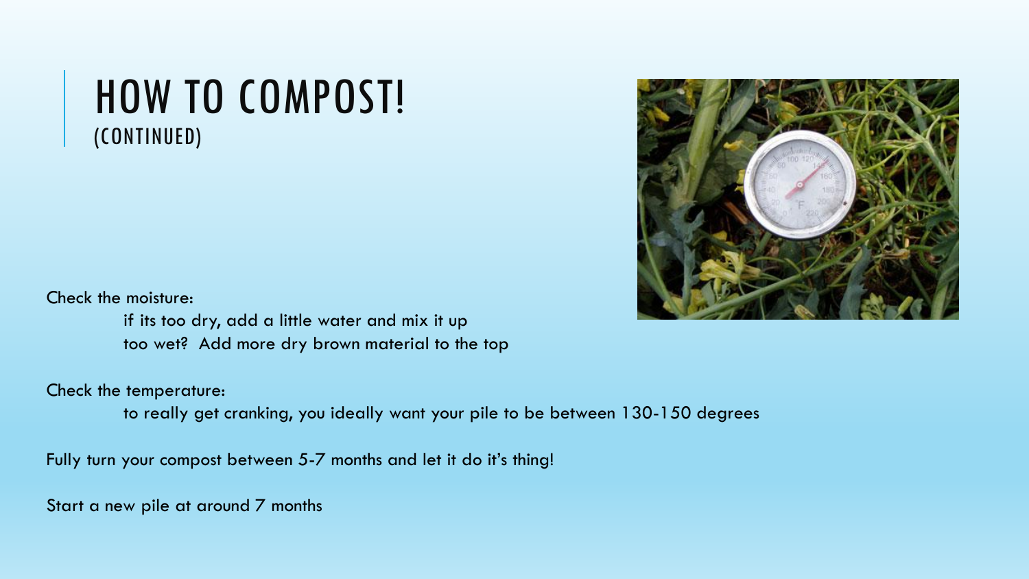# HOW TO COMPOST!
## (CONTINUED)

Check the moisture:

- if its too dry, add a little water and mix it up
- too wet? Add more dry brown material to the top

Check the temperature:

- to really get cranking, you ideally want your pile to be between 130-150 degrees

Fully turn your compost between 5-7 months and let it do it's thing!

Start a new pile at around 7 months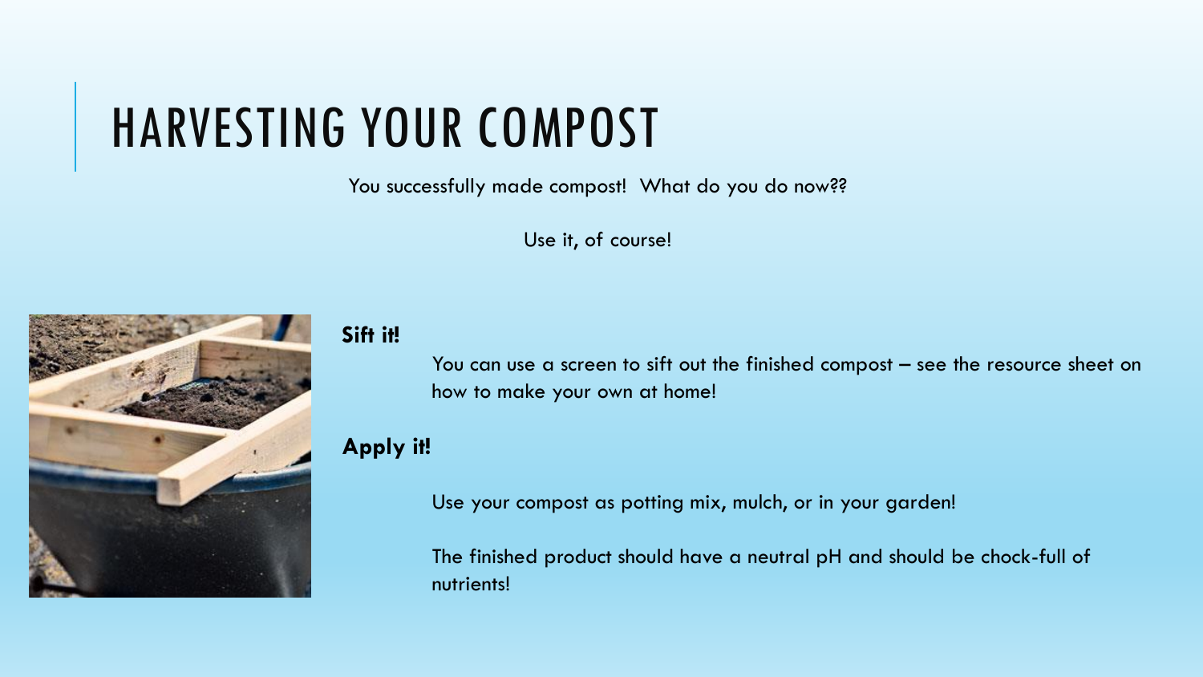# HARVESTING YOUR COMPOST

You successfully made compost!  What do you do now??

Use it, of course!

**Sift it!**

You can use a screen to sift out the finished compost – see the resource sheet on how to make your own at home!

**Apply it!**

Use your compost as potting mix, mulch, or in your garden!

The finished product should have a neutral pH and should be chock-full of nutrients!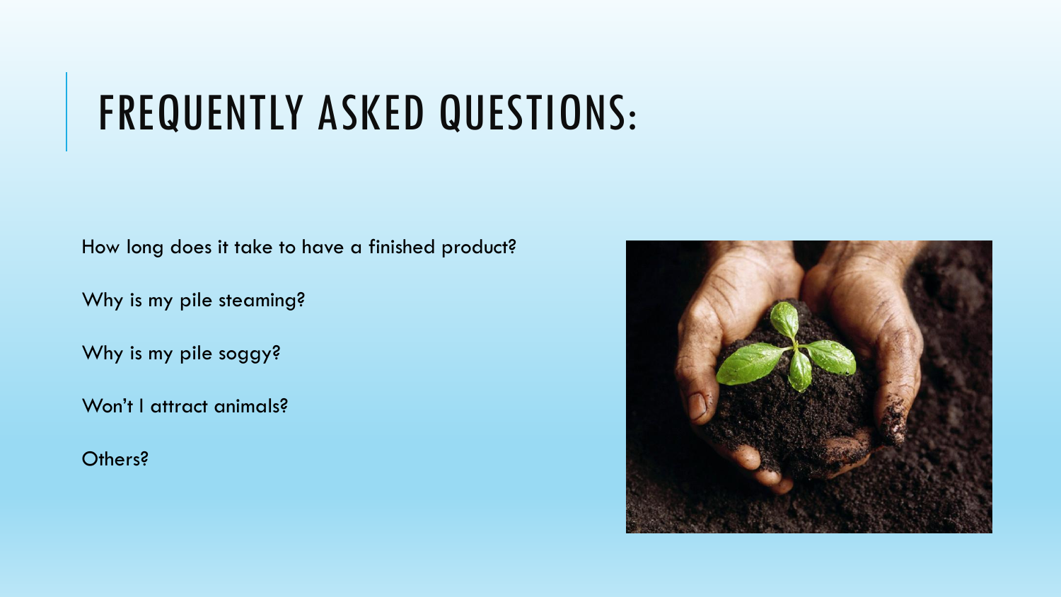# FREQUENTLY ASKED QUESTIONS:

How long does it take to have a finished product?

Why is my pile steaming?

Why is my pile soggy?

Won't I attract animals?

Others?